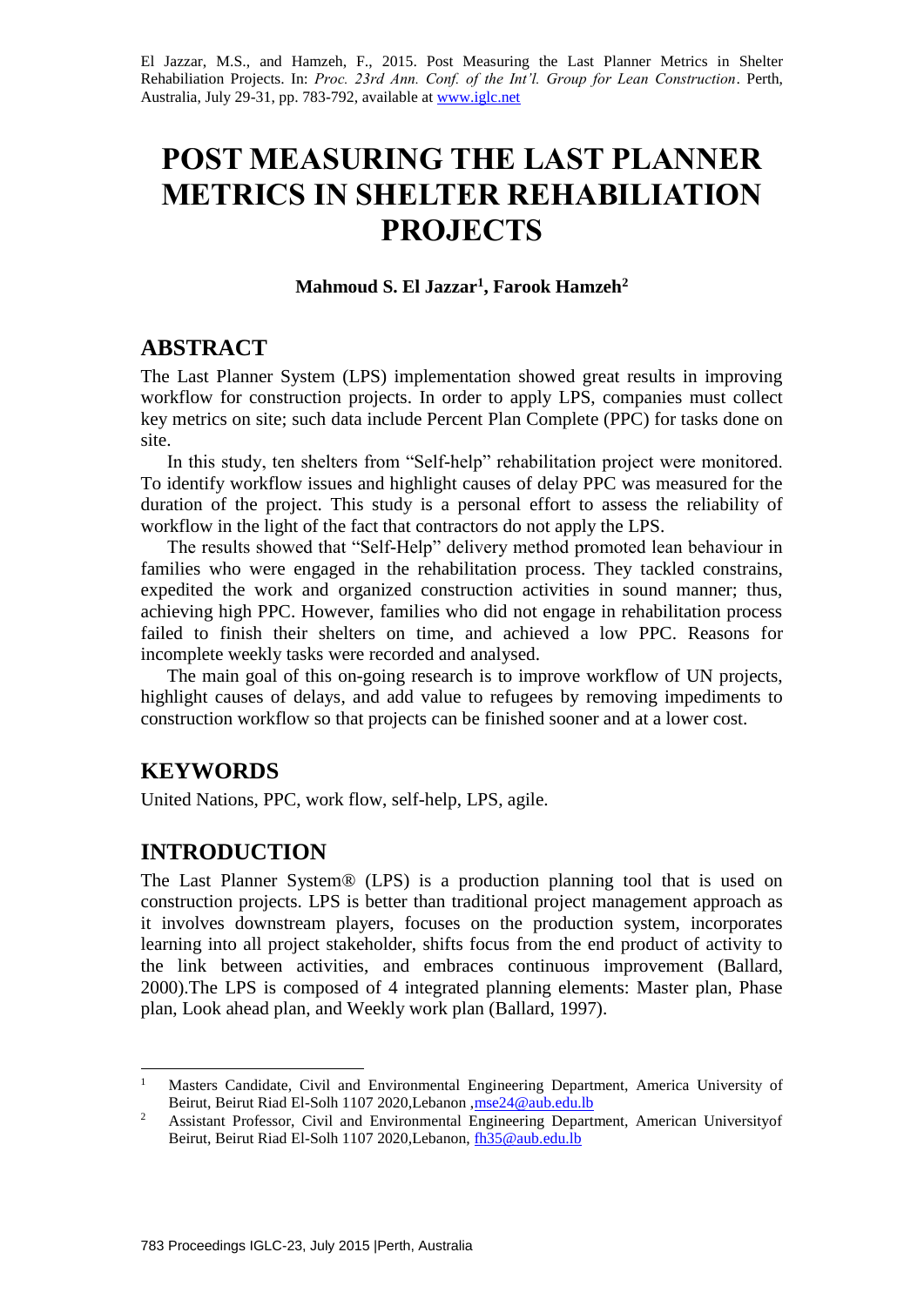El Jazzar, M.S., and Hamzeh, F., 2015. Post Measuring the Last Planner Metrics in Shelter Rehabiliation Projects. In: *Proc. 23rd Ann. Conf. of the Int'l. Group for Lean Construction*. Perth, Australia, July 29-31, pp. 783-792, available at www.iglc.net

# POST MEASURING THE LAST PLANNER METRICS IN SHELTER REHABILIATION PROJECTS

**Mahmoud S. El Jazzar[1], Farook Hamzeh[2]**

## ABSTRACT

The Last Planner System (LPS) implementation showed great results in improving workflow for construction projects. In order to apply LPS, companies must collect key metrics on site; such data include Percent Plan Complete (PPC) for tasks done on site.

In this study, ten shelters from "Self-help" rehabilitation project were monitored. To identify workflow issues and highlight causes of delay PPC was measured for the duration of the project. This study is a personal effort to assess the reliability of workflow in the light of the fact that contractors do not apply the LPS.

The results showed that "Self-Help" delivery method promoted lean behaviour in families who were engaged in the rehabilitation process. They tackled constrains, expedited the work and organized construction activities in sound manner; thus, achieving high PPC. However, families who did not engage in rehabilitation process failed to finish their shelters on time, and achieved a low PPC. Reasons for incomplete weekly tasks were recorded and analysed.

The main goal of this on-going research is to improve workflow of UN projects, highlight causes of delays, and add value to refugees by removing impediments to construction workflow so that projects can be finished sooner and at a lower cost.

## KEYWORDS

United Nations, PPC, work flow, self-help, LPS, agile.

## INTRODUCTION

The Last Planner System® (LPS) is a production planning tool that is used on construction projects. LPS is better than traditional project management approach as it involves downstream players, focuses on the production system, incorporates learning into all project stakeholder, shifts focus from the end product of activity to the link between activities, and embraces continuous improvement (Ballard, 2000).The LPS is composed of 4 integrated planning elements: Master plan, Phase plan, Look ahead plan, and Weekly work plan (Ballard, 1997).

---

[1] Masters Candidate, Civil and Environmental Engineering Department, America University of Beirut, Beirut Riad El-Solh 1107 2020,Lebanon ,mse24@aub.edu.lb

[2] Assistant Professor, Civil and Environmental Engineering Department, American Universityof Beirut, Beirut Riad El-Solh 1107 2020,Lebanon, fh35@aub.edu.lb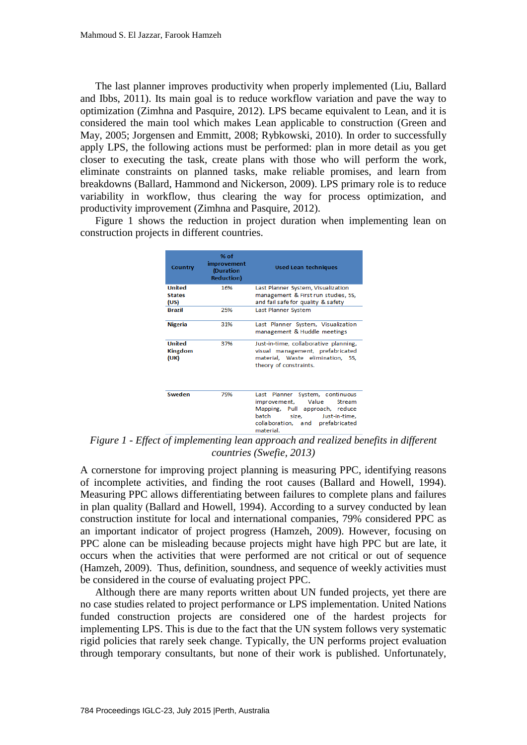The last planner improves productivity when properly implemented (Liu, Ballard and Ibbs, 2011). Its main goal is to reduce workflow variation and pave the way to optimization (Zimhna and Pasqure, 2012). LPS became equivalent to Lean, and it is considered the main tool which makes Lean applicable to construction (Green and May, 2005; Jorgensen and Emmitt, 2008; Rybkowski, 2010). In order to successfully apply LPS, the following actions must be performed: plan in more detail as you get closer to executing the task, create plans with those who will perform the work, eliminate constraints on planned tasks, make reliable promises, and learn from breakdowns (Ballard, Hammond and Nickerson, 2009). LPS primary role is to reduce variability in workflow, thus clearing the way for process optimization, and productivity improvement (Zimhna and Pasqure, 2012).

Figure 1 shows the reduction in project duration when implementing lean on construction projects in different countries.

| Country | % of improvement (Duration Reduction) | Used Lean techniques |
|---|---|---|
| **United States (US)** | 16% | Last Planner System, Visualization management & First run studies, 5S, and fail safe for quality & safety |
| **Brazil** | 25% | Last Planner System |
| **Nigeria** | 31% | Last Planner System, Visualization management & Huddle meetings |
| **United Kingdom (UK)** | 37% | Just-in-time, collaborative planning, visual management, prefabricated material, Waste elimination, 5S, theory of constraints. |
| **Sweden** | 79% | Last Planner System, continuous improvement, Value Stream Mapping, Pull approach, reduce batch size, Just-in-time, collaboration, and prefabricated material. |

*Figure 1 - Effect of implementing lean approach and realized benefits in different countries (Swefie, 2013)*

A cornerstone for improving project planning is measuring PPC, identifying reasons of incomplete activities, and finding the root causes (Ballard and Howell, 1994). Measuring PPC allows differentiating between failures to complete plans and failures in plan quality (Ballard and Howell, 1994). According to a survey conducted by lean construction institute for local and international companies, 79% considered PPC as an important indicator of project progress (Hamzeh, 2009). However, focusing on PPC alone can be misleading because projects might have high PPC but are late, it occurs when the activities that were performed are not critical or out of sequence (Hamzeh, 2009). Thus, definition, soundness, and sequence of weekly activities must be considered in the course of evaluating project PPC.

Although there are many reports written about UN funded projects, yet there are no case studies related to project performance or LPS implementation. United Nations funded construction projects are considered one of the hardest projects for implementing LPS. This is due to the fact that the UN system follows very systematic rigid policies that rarely seek change. Typically, the UN performs project evaluation through temporary consultants, but none of their work is published. Unfortunately,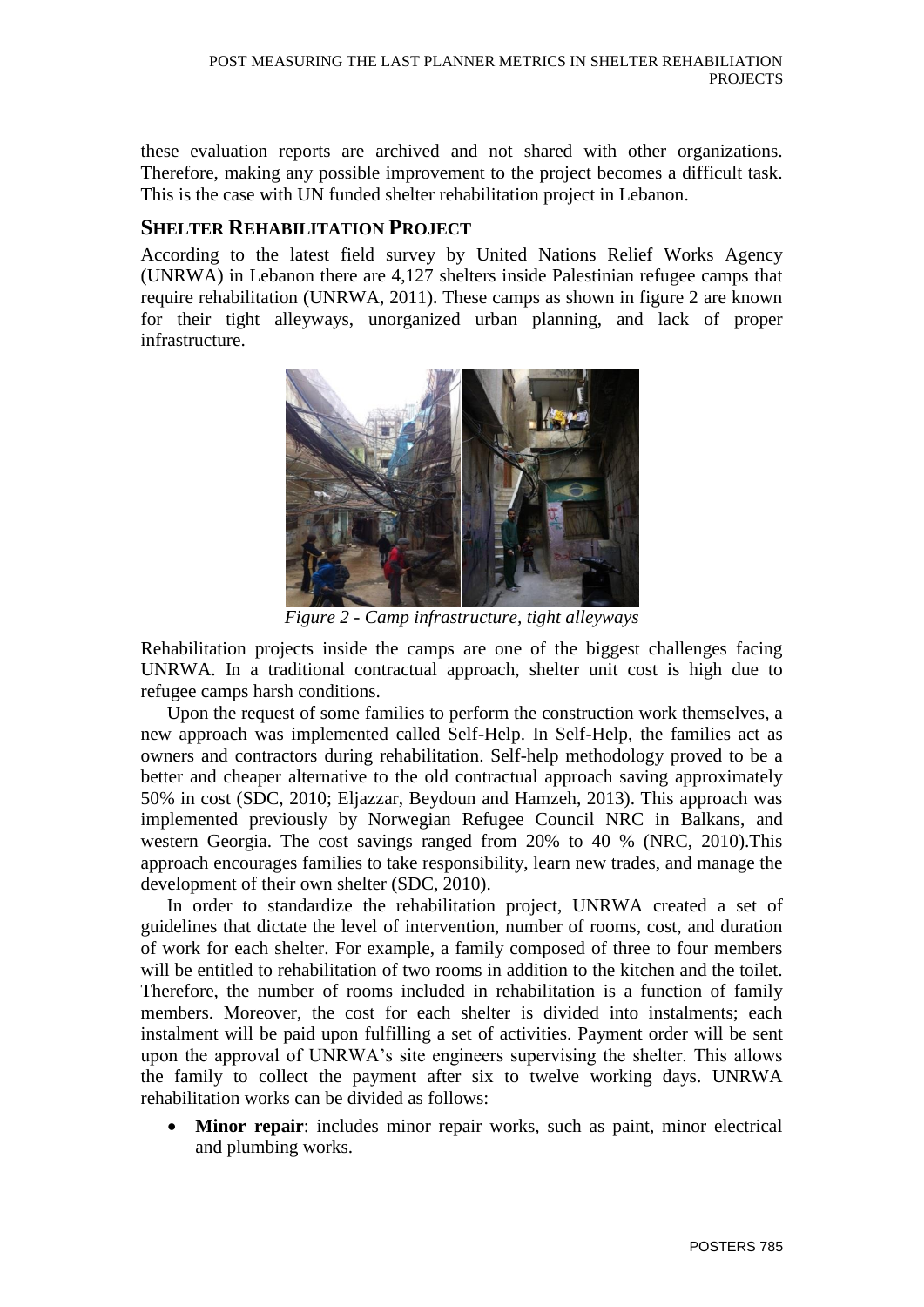these evaluation reports are archived and not shared with other organizations. Therefore, making any possible improvement to the project becomes a difficult task. This is the case with UN funded shelter rehabilitation project in Lebanon.

## SHELTER REHABILITATION PROJECT

According to the latest field survey by United Nations Relief Works Agency (UNRWA) in Lebanon there are 4,127 shelters inside Palestinian refugee camps that require rehabilitation (UNRWA, 2011). These camps as shown in figure 2 are known for their tight alleyways, unorganized urban planning, and lack of proper infrastructure.

*Figure 2 - Camp infrastructure, tight alleyways*

Rehabilitation projects inside the camps are one of the biggest challenges facing UNRWA. In a traditional contractual approach, shelter unit cost is high due to refugee camps harsh conditions.

Upon the request of some families to perform the construction work themselves, a new approach was implemented called Self-Help. In Self-Help, the families act as owners and contractors during rehabilitation. Self-help methodology proved to be a better and cheaper alternative to the old contractual approach saving approximately 50% in cost (SDC, 2010; Eljazzar, Beydoun and Hamzeh, 2013). This approach was implemented previously by Norwegian Refugee Council NRC in Balkans, and western Georgia. The cost savings ranged from 20% to 40 % (NRC, 2010).This approach encourages families to take responsibility, learn new trades, and manage the development of their own shelter (SDC, 2010).

In order to standardize the rehabilitation project, UNRWA created a set of guidelines that dictate the level of intervention, number of rooms, cost, and duration of work for each shelter. For example, a family composed of three to four members will be entitled to rehabilitation of two rooms in addition to the kitchen and the toilet. Therefore, the number of rooms included in rehabilitation is a function of family members. Moreover, the cost for each shelter is divided into instalments; each instalment will be paid upon fulfilling a set of activities. Payment order will be sent upon the approval of UNRWA's site engineers supervising the shelter. This allows the family to collect the payment after six to twelve working days. UNRWA rehabilitation works can be divided as follows:

- **Minor repair**: includes minor repair works, such as paint, minor electrical and plumbing works.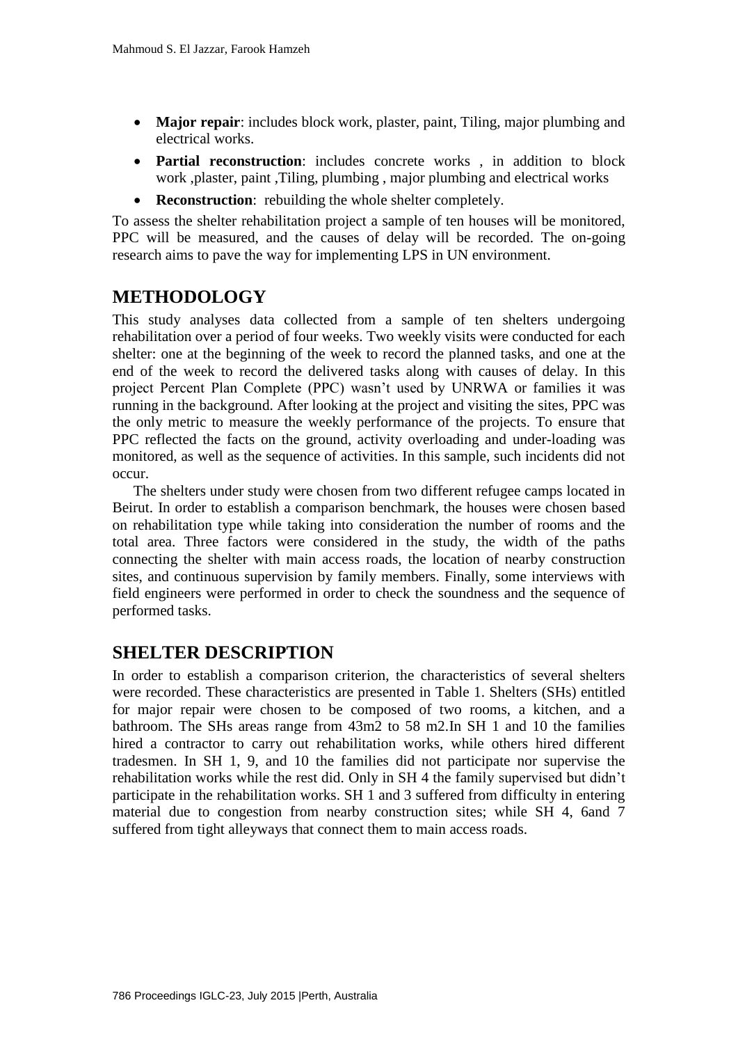- **Major repair**: includes block work, plaster, paint, Tiling, major plumbing and electrical works.
- **Partial reconstruction**: includes concrete works , in addition to block work ,plaster, paint ,Tiling, plumbing , major plumbing and electrical works
- **Reconstruction**: rebuilding the whole shelter completely.

To assess the shelter rehabilitation project a sample of ten houses will be monitored, PPC will be measured, and the causes of delay will be recorded. The on-going research aims to pave the way for implementing LPS in UN environment.

## METHODOLOGY

This study analyses data collected from a sample of ten shelters undergoing rehabilitation over a period of four weeks. Two weekly visits were conducted for each shelter: one at the beginning of the week to record the planned tasks, and one at the end of the week to record the delivered tasks along with causes of delay. In this project Percent Plan Complete (PPC) wasn't used by UNRWA or families it was running in the background. After looking at the project and visiting the sites, PPC was the only metric to measure the weekly performance of the projects. To ensure that PPC reflected the facts on the ground, activity overloading and under-loading was monitored, as well as the sequence of activities. In this sample, such incidents did not occur.

The shelters under study were chosen from two different refugee camps located in Beirut. In order to establish a comparison benchmark, the houses were chosen based on rehabilitation type while taking into consideration the number of rooms and the total area. Three factors were considered in the study, the width of the paths connecting the shelter with main access roads, the location of nearby construction sites, and continuous supervision by family members. Finally, some interviews with field engineers were performed in order to check the soundness and the sequence of performed tasks.

## SHELTER DESCRIPTION

In order to establish a comparison criterion, the characteristics of several shelters were recorded. These characteristics are presented in Table 1. Shelters (SHs) entitled for major repair were chosen to be composed of two rooms, a kitchen, and a bathroom. The SHs areas range from 43m2 to 58 m2.In SH 1 and 10 the families hired a contractor to carry out rehabilitation works, while others hired different tradesmen. In SH 1, 9, and 10 the families did not participate nor supervise the rehabilitation works while the rest did. Only in SH 4 the family supervised but didn't participate in the rehabilitation works. SH 1 and 3 suffered from difficulty in entering material due to congestion from nearby construction sites; while SH 4, 6and 7 suffered from tight alleyways that connect them to main access roads.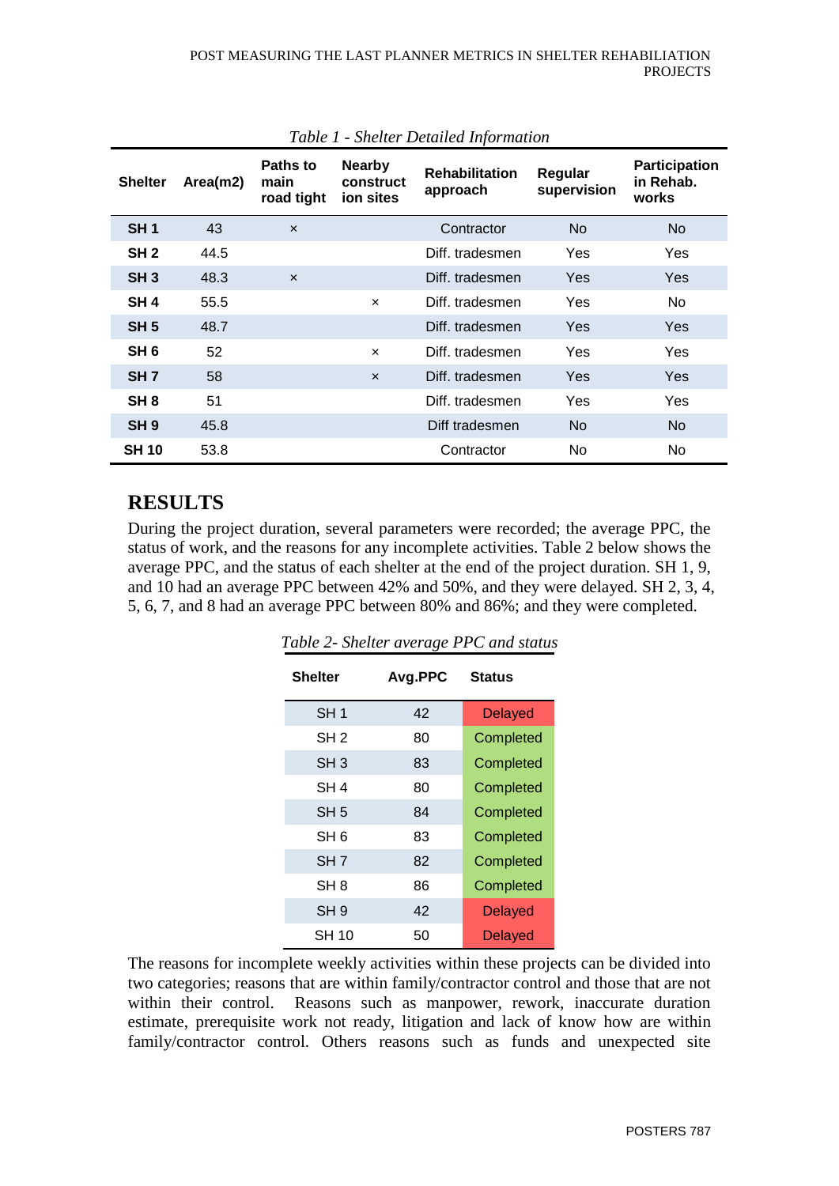*Table 1 - Shelter Detailed Information*

| Shelter | Area(m2) | Paths to main road tight | Nearby construct ion sites | Rehabilitation approach | Regular supervision | Participation in Rehab. works |
|---|---|---|---|---|---|---|
| SH 1 | 43 | × | | Contractor | No | No |
| SH 2 | 44.5 | | | Diff. tradesmen | Yes | Yes |
| SH 3 | 48.3 | × | | Diff. tradesmen | Yes | Yes |
| SH 4 | 55.5 | | × | Diff. tradesmen | Yes | No |
| SH 5 | 48.7 | | | Diff. tradesmen | Yes | Yes |
| SH 6 | 52 | | × | Diff. tradesmen | Yes | Yes |
| SH 7 | 58 | | × | Diff. tradesmen | Yes | Yes |
| SH 8 | 51 | | | Diff. tradesmen | Yes | Yes |
| SH 9 | 45.8 | | | Diff tradesmen | No | No |
| SH 10 | 53.8 | | | Contractor | No | No |

# RESULTS

During the project duration, several parameters were recorded; the average PPC, the status of work, and the reasons for any incomplete activities. Table 2 below shows the average PPC, and the status of each shelter at the end of the project duration. SH 1, 9, and 10 had an average PPC between 42% and 50%, and they were delayed. SH 2, 3, 4, 5, 6, 7, and 8 had an average PPC between 80% and 86%; and they were completed.

*Table 2- Shelter average PPC and status*

| Shelter | Avg.PPC | Status |
|---|---|---|
| SH 1 | 42 | Delayed |
| SH 2 | 80 | Completed |
| SH 3 | 83 | Completed |
| SH 4 | 80 | Completed |
| SH 5 | 84 | Completed |
| SH 6 | 83 | Completed |
| SH 7 | 82 | Completed |
| SH 8 | 86 | Completed |
| SH 9 | 42 | Delayed |
| SH 10 | 50 | Delayed |

The reasons for incomplete weekly activities within these projects can be divided into two categories; reasons that are within family/contractor control and those that are not within their control. Reasons such as manpower, rework, inaccurate duration estimate, prerequisite work not ready, litigation and lack of know how are within family/contractor control. Others reasons such as funds and unexpected site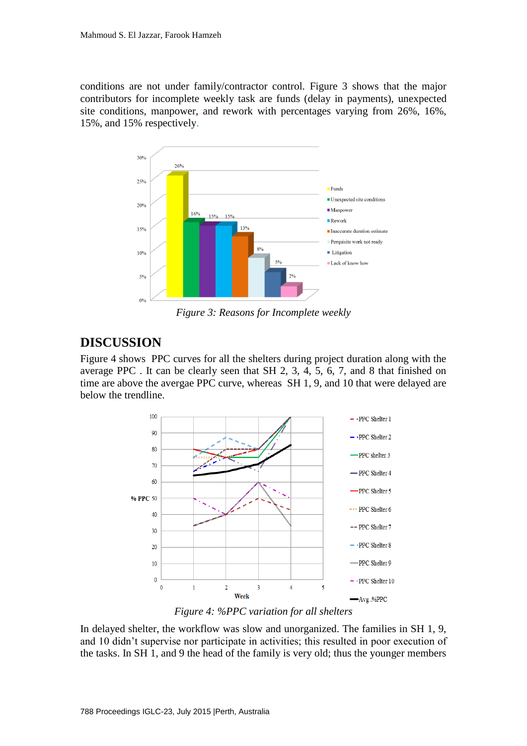conditions are not under family/contractor control. Figure 3 shows that the major contributors for incomplete weekly task are funds (delay in payments), unexpected site conditions, manpower, and rework with percentages varying from 26%, 16%, 15%, and 15% respectively.

*Figure 3: Reasons for Incomplete weekly*

## DISCUSSION

Figure 4 shows PPC curves for all the shelters during project duration along with the average PPC . It can be clearly seen that SH 2, 3, 4, 5, 6, 7, and 8 that finished on time are above the avergae PPC curve, whereas SH 1, 9, and 10 that were delayed are below the trendline.

*Figure 4: %PPC variation for all shelters*

In delayed shelter, the workflow was slow and unorganized. The families in SH 1, 9, and 10 didn't supervise nor participate in activities; this resulted in poor execution of the tasks. In SH 1, and 9 the head of the family is very old; thus the younger members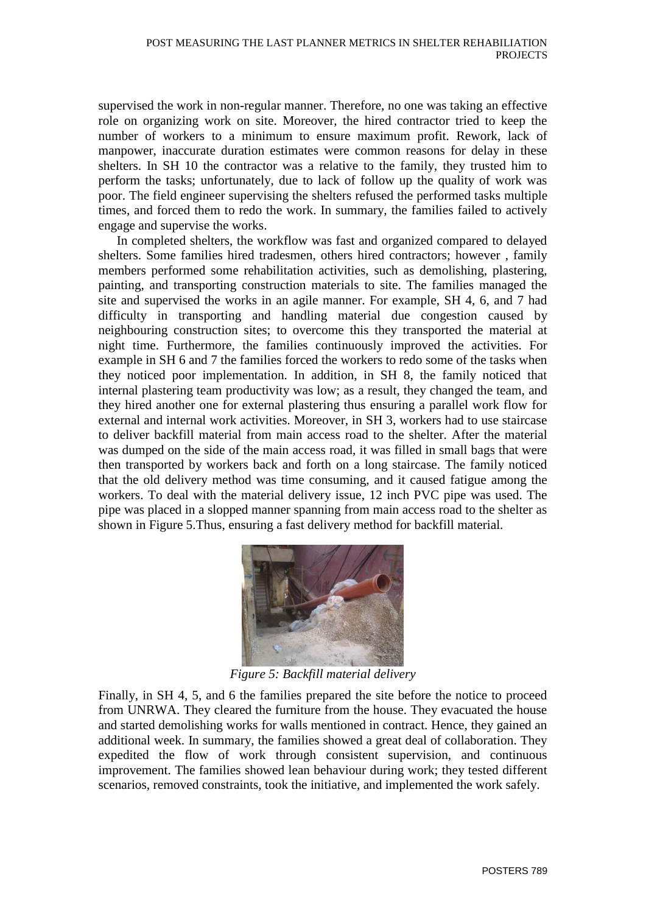supervised the work in non-regular manner. Therefore, no one was taking an effective role on organizing work on site. Moreover, the hired contractor tried to keep the number of workers to a minimum to ensure maximum profit. Rework, lack of manpower, inaccurate duration estimates were common reasons for delay in these shelters. In SH 10 the contractor was a relative to the family, they trusted him to perform the tasks; unfortunately, due to lack of follow up the quality of work was poor. The field engineer supervising the shelters refused the performed tasks multiple times, and forced them to redo the work. In summary, the families failed to actively engage and supervise the works.

In completed shelters, the workflow was fast and organized compared to delayed shelters. Some families hired tradesmen, others hired contractors; however , family members performed some rehabilitation activities, such as demolishing, plastering, painting, and transporting construction materials to site. The families managed the site and supervised the works in an agile manner. For example, SH 4, 6, and 7 had difficulty in transporting and handling material due congestion caused by neighbouring construction sites; to overcome this they transported the material at night time. Furthermore, the families continuously improved the activities. For example in SH 6 and 7 the families forced the workers to redo some of the tasks when they noticed poor implementation. In addition, in SH 8, the family noticed that internal plastering team productivity was low; as a result, they changed the team, and they hired another one for external plastering thus ensuring a parallel work flow for external and internal work activities. Moreover, in SH 3, workers had to use staircase to deliver backfill material from main access road to the shelter. After the material was dumped on the side of the main access road, it was filled in small bags that were then transported by workers back and forth on a long staircase. The family noticed that the old delivery method was time consuming, and it caused fatigue among the workers. To deal with the material delivery issue, 12 inch PVC pipe was used. The pipe was placed in a slopped manner spanning from main access road to the shelter as shown in Figure 5.Thus, ensuring a fast delivery method for backfill material.

*Figure 5: Backfill material delivery*

Finally, in SH 4, 5, and 6 the families prepared the site before the notice to proceed from UNRWA. They cleared the furniture from the house. They evacuated the house and started demolishing works for walls mentioned in contract. Hence, they gained an additional week. In summary, the families showed a great deal of collaboration. They expedited the flow of work through consistent supervision, and continuous improvement. The families showed lean behaviour during work; they tested different scenarios, removed constraints, took the initiative, and implemented the work safely.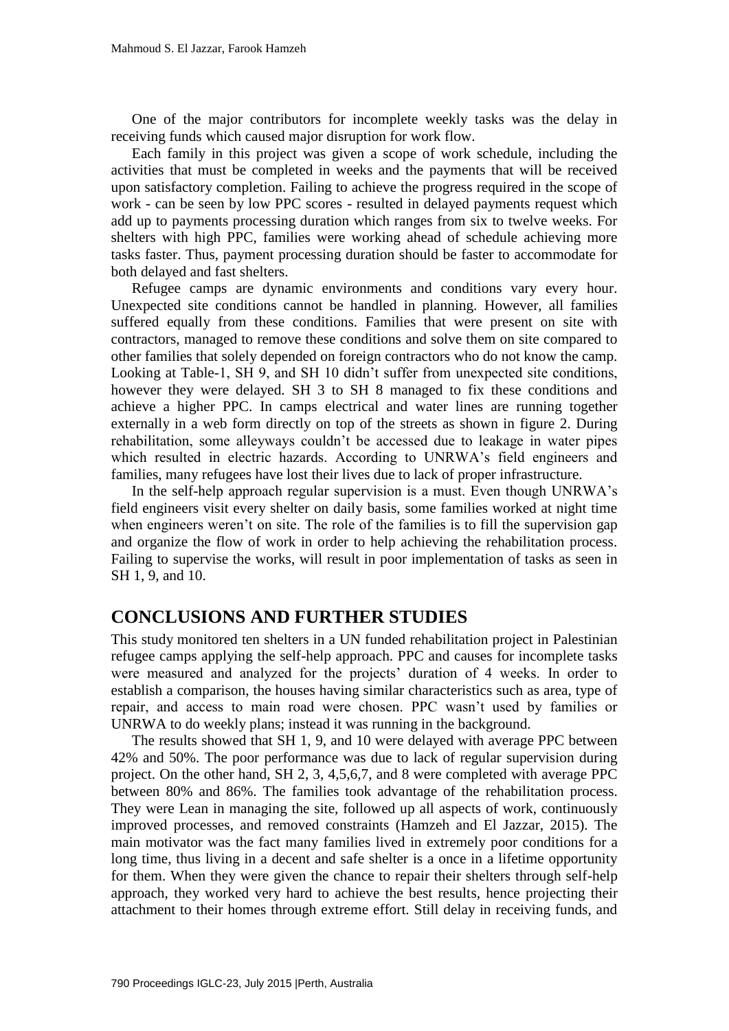One of the major contributors for incomplete weekly tasks was the delay in receiving funds which caused major disruption for work flow.

Each family in this project was given a scope of work schedule, including the activities that must be completed in weeks and the payments that will be received upon satisfactory completion. Failing to achieve the progress required in the scope of work - can be seen by low PPC scores - resulted in delayed payments request which add up to payments processing duration which ranges from six to twelve weeks. For shelters with high PPC, families were working ahead of schedule achieving more tasks faster. Thus, payment processing duration should be faster to accommodate for both delayed and fast shelters.

Refugee camps are dynamic environments and conditions vary every hour. Unexpected site conditions cannot be handled in planning. However, all families suffered equally from these conditions. Families that were present on site with contractors, managed to remove these conditions and solve them on site compared to other families that solely depended on foreign contractors who do not know the camp. Looking at Table-1, SH 9, and SH 10 didn't suffer from unexpected site conditions, however they were delayed. SH 3 to SH 8 managed to fix these conditions and achieve a higher PPC. In camps electrical and water lines are running together externally in a web form directly on top of the streets as shown in figure 2. During rehabilitation, some alleyways couldn't be accessed due to leakage in water pipes which resulted in electric hazards. According to UNRWA's field engineers and families, many refugees have lost their lives due to lack of proper infrastructure.

In the self-help approach regular supervision is a must. Even though UNRWA's field engineers visit every shelter on daily basis, some families worked at night time when engineers weren't on site. The role of the families is to fill the supervision gap and organize the flow of work in order to help achieving the rehabilitation process. Failing to supervise the works, will result in poor implementation of tasks as seen in SH 1, 9, and 10.

## CONCLUSIONS AND FURTHER STUDIES

This study monitored ten shelters in a UN funded rehabilitation project in Palestinian refugee camps applying the self-help approach. PPC and causes for incomplete tasks were measured and analyzed for the projects' duration of 4 weeks. In order to establish a comparison, the houses having similar characteristics such as area, type of repair, and access to main road were chosen. PPC wasn't used by families or UNRWA to do weekly plans; instead it was running in the background.

The results showed that SH 1, 9, and 10 were delayed with average PPC between 42% and 50%. The poor performance was due to lack of regular supervision during project. On the other hand, SH 2, 3, 4,5,6,7, and 8 were completed with average PPC between 80% and 86%. The families took advantage of the rehabilitation process. They were Lean in managing the site, followed up all aspects of work, continuously improved processes, and removed constraints (Hamzeh and El Jazzar, 2015). The main motivator was the fact many families lived in extremely poor conditions for a long time, thus living in a decent and safe shelter is a once in a lifetime opportunity for them. When they were given the chance to repair their shelters through self-help approach, they worked very hard to achieve the best results, hence projecting their attachment to their homes through extreme effort. Still delay in receiving funds, and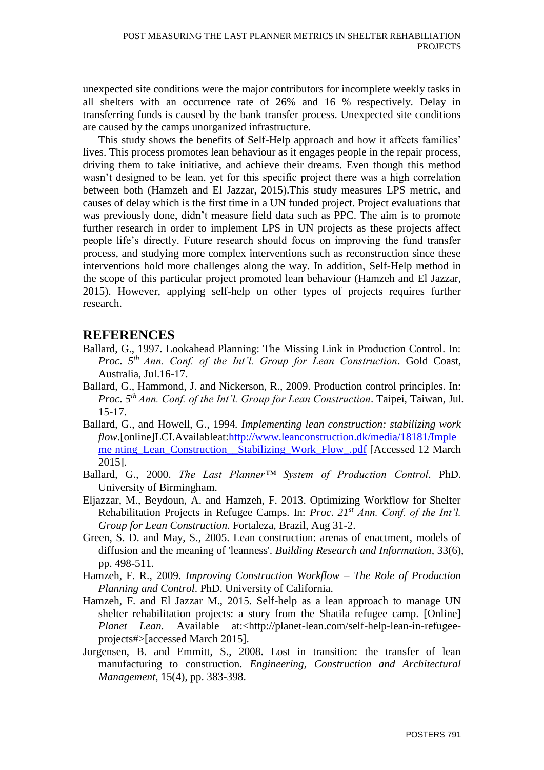unexpected site conditions were the major contributors for incomplete weekly tasks in all shelters with an occurrence rate of 26% and 16 % respectively. Delay in transferring funds is caused by the bank transfer process. Unexpected site conditions are caused by the camps unorganized infrastructure.

This study shows the benefits of Self-Help approach and how it affects families' lives. This process promotes lean behaviour as it engages people in the repair process, driving them to take initiative, and achieve their dreams. Even though this method wasn't designed to be lean, yet for this specific project there was a high correlation between both (Hamzeh and El Jazzar, 2015).This study measures LPS metric, and causes of delay which is the first time in a UN funded project. Project evaluations that was previously done, didn't measure field data such as PPC. The aim is to promote further research in order to implement LPS in UN projects as these projects affect people life's directly. Future research should focus on improving the fund transfer process, and studying more complex interventions such as reconstruction since these interventions hold more challenges along the way. In addition, Self-Help method in the scope of this particular project promoted lean behaviour (Hamzeh and El Jazzar, 2015). However, applying self-help on other types of projects requires further research.

## REFERENCES

Ballard, G., 1997. Lookahead Planning: The Missing Link in Production Control. In: *Proc. 5th Ann. Conf. of the Int'l. Group for Lean Construction*. Gold Coast, Australia, Jul.16-17.

Ballard, G., Hammond, J. and Nickerson, R., 2009. Production control principles. In: *Proc. 5th Ann. Conf. of the Int'l. Group for Lean Construction*. Taipei, Taiwan, Jul. 15-17.

Ballard, G., and Howell, G., 1994. *Implementing lean construction: stabilizing work flow*.[online]LCI.Availableat:http://www.leanconstruction.dk/media/18181/Impleme nting_Lean_Construction__Stabilizing_Work_Flow_.pdf [Accessed 12 March 2015].

Ballard, G., 2000. *The Last Planner™ System of Production Control*. PhD. University of Birmingham.

Eljazzar, M., Beydoun, A. and Hamzeh, F. 2013. Optimizing Workflow for Shelter Rehabilitation Projects in Refugee Camps. In: *Proc. 21st Ann. Conf. of the Int'l. Group for Lean Construction*. Fortaleza, Brazil, Aug 31-2.

Green, S. D. and May, S., 2005. Lean construction: arenas of enactment, models of diffusion and the meaning of 'leanness'. *Building Research and Information*, 33(6), pp. 498-511.

Hamzeh, F. R., 2009. *Improving Construction Workflow – The Role of Production Planning and Control*. PhD. University of California.

Hamzeh, F. and El Jazzar M., 2015. Self-help as a lean approach to manage UN shelter rehabilitation projects: a story from the Shatila refugee camp. [Online] *Planet Lean.* Available at:<http://planet-lean.com/self-help-lean-in-refugee-projects#>[accessed March 2015].

Jorgensen, B. and Emmitt, S., 2008. Lost in transition: the transfer of lean manufacturing to construction. *Engineering, Construction and Architectural Management*, 15(4), pp. 383-398.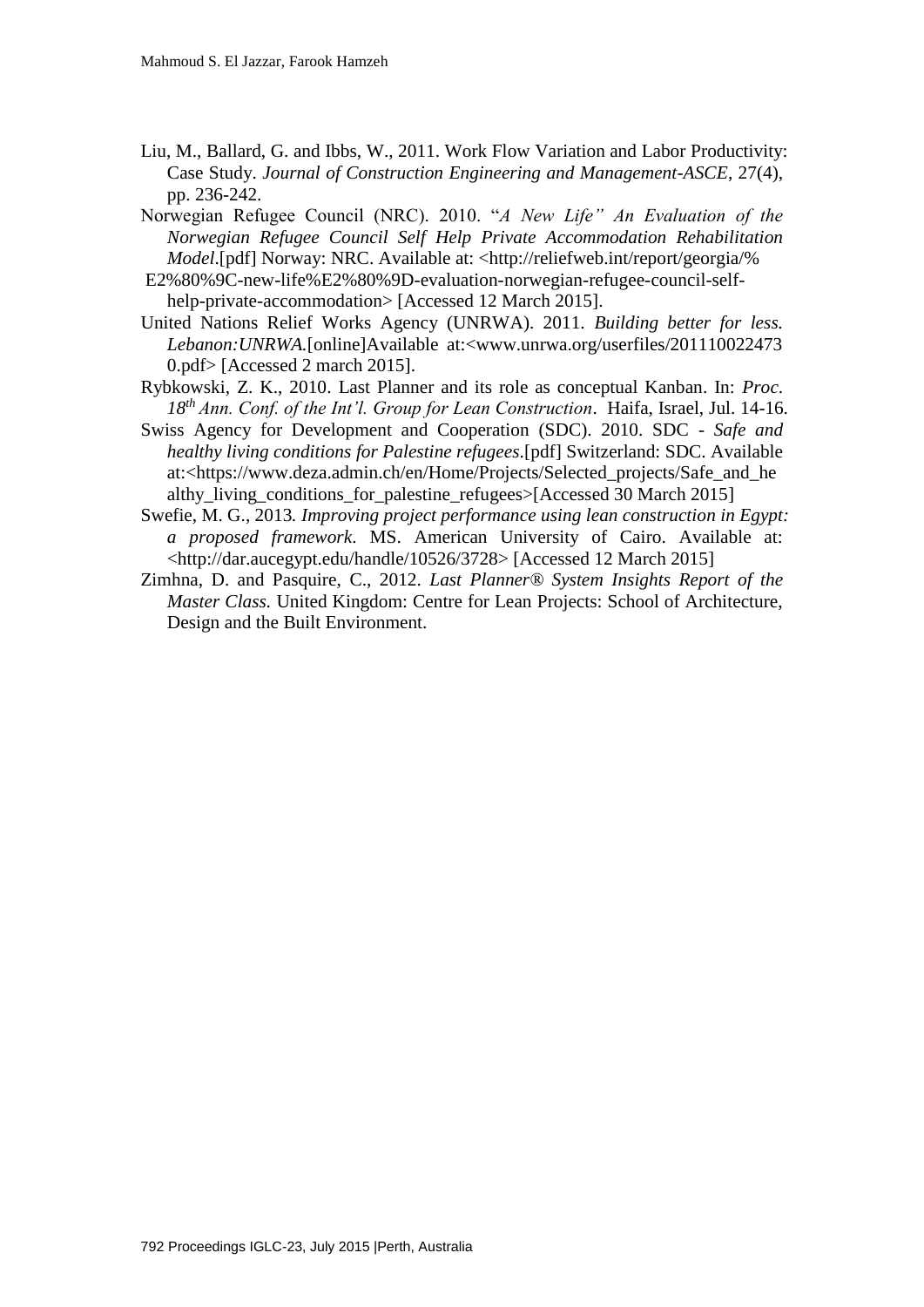Liu, M., Ballard, G. and Ibbs, W., 2011. Work Flow Variation and Labor Productivity: Case Study. *Journal of Construction Engineering and Management-ASCE*, 27(4), pp. 236-242.

Norwegian Refugee Council (NRC). 2010. "*A New Life" An Evaluation of the Norwegian Refugee Council Self Help Private Accommodation Rehabilitation Model*.[pdf] Norway: NRC. Available at: <http://reliefweb.int/report/georgia/% E2%80%9C-new-life%E2%80%9D-evaluation-norwegian-refugee-council-self-help-private-accommodation> [Accessed 12 March 2015].

United Nations Relief Works Agency (UNRWA). 2011. *Building better for less. Lebanon:UNRWA*.[online]Available at:<www.unrwa.org/userfiles/2011100224730.pdf> [Accessed 2 march 2015].

Rybkowski, Z. K., 2010. Last Planner and its role as conceptual Kanban. In: *Proc. 18th Ann. Conf. of the Int'l. Group for Lean Construction*. Haifa, Israel, Jul. 14-16.

Swiss Agency for Development and Cooperation (SDC). 2010. SDC - *Safe and healthy living conditions for Palestine refugees*.[pdf] Switzerland: SDC. Available at:<https://www.deza.admin.ch/en/Home/Projects/Selected_projects/Safe_and_healthy_living_conditions_for_palestine_refugees>[Accessed 30 March 2015]

Swefie, M. G., 2013. *Improving project performance using lean construction in Egypt: a proposed framework*. MS. American University of Cairo. Available at: <http://dar.aucegypt.edu/handle/10526/3728> [Accessed 12 March 2015]

Zimhna, D. and Pasquire, C., 2012. *Last Planner® System Insights Report of the Master Class.* United Kingdom: Centre for Lean Projects: School of Architecture, Design and the Built Environment.